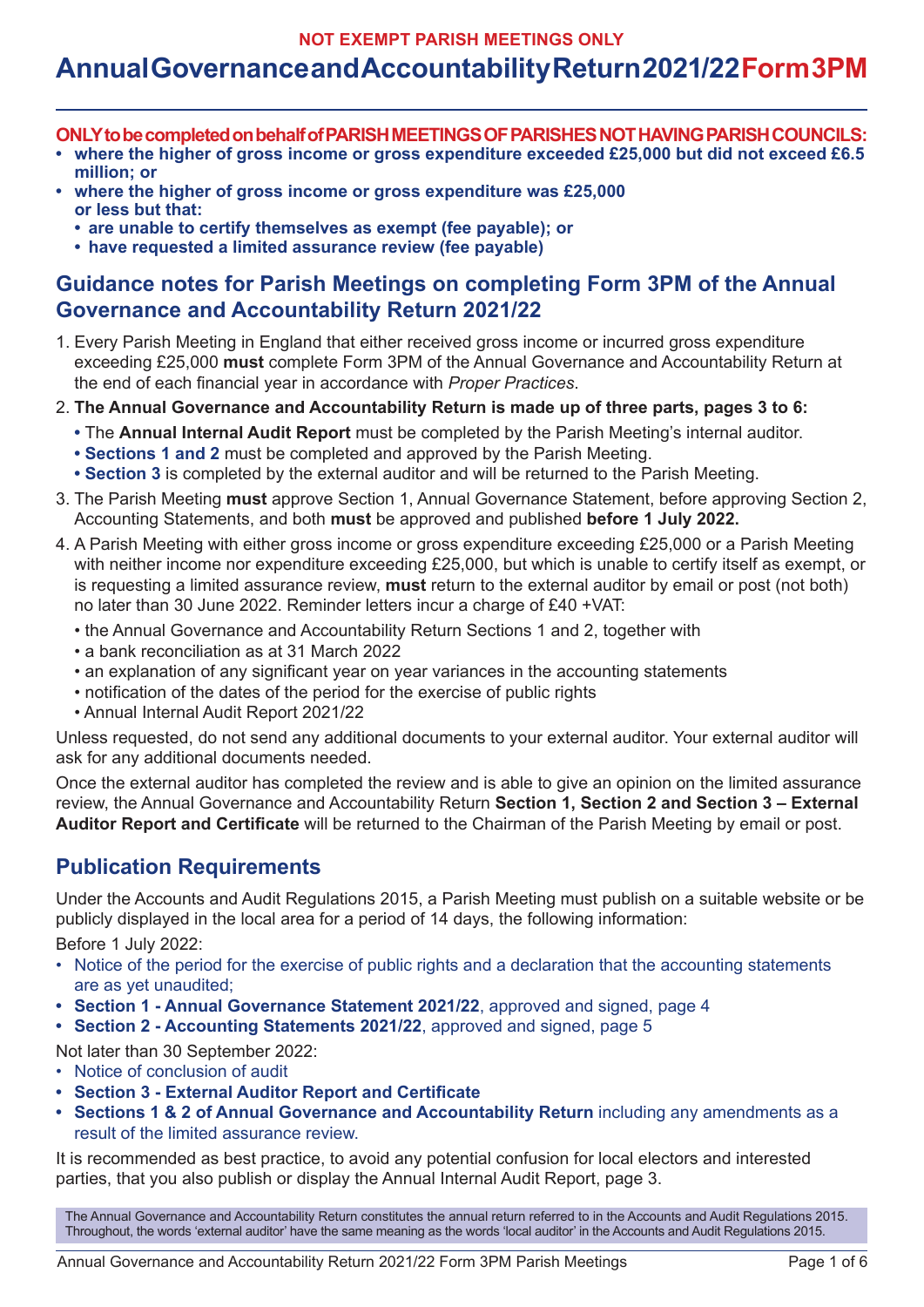NOT EXEMPT PARISH MEETINGS ONLY

# Annual Governance and Accountability Return 2021/22 Form 3PM

**ONLY to be completed on behalf of PARISH MEETINGS OF PARISHES NOT HAVING PARISH COUNCILS:**

- **where the higher of gross income or gross expenditure exceeded £25,000 but did not exceed £6.5 million; or**
- **where the higher of gross income or gross expenditure was £25,000 or less but that:**
  - **are unable to certify themselves as exempt (fee payable); or**
  - **have requested a limited assurance review (fee payable)**

## Guidance notes for Parish Meetings on completing Form 3PM of the Annual Governance and Accountability Return 2021/22

1. Every Parish Meeting in England that either received gross income or incurred gross expenditure exceeding £25,000 **must** complete Form 3PM of the Annual Governance and Accountability Return at the end of each financial year in accordance with *Proper Practices*.
2. **The Annual Governance and Accountability Return is made up of three parts, pages 3 to 6:**
   - The **Annual Internal Audit Report** must be completed by the Parish Meeting's internal auditor.
   - **Sections 1 and 2** must be completed and approved by the Parish Meeting.
   - **Section 3** is completed by the external auditor and will be returned to the Parish Meeting.
3. The Parish Meeting **must** approve Section 1, Annual Governance Statement, before approving Section 2, Accounting Statements, and both **must** be approved and published **before 1 July 2022.**
4. A Parish Meeting with either gross income or gross expenditure exceeding £25,000 or a Parish Meeting with neither income nor expenditure exceeding £25,000, but which is unable to certify itself as exempt, or is requesting a limited assurance review, **must** return to the external auditor by email or post (not both) no later than 30 June 2022. Reminder letters incur a charge of £40 +VAT:
   - the Annual Governance and Accountability Return Sections 1 and 2, together with
   - a bank reconciliation as at 31 March 2022
   - an explanation of any significant year on year variances in the accounting statements
   - notification of the dates of the period for the exercise of public rights
   - Annual Internal Audit Report 2021/22

Unless requested, do not send any additional documents to your external auditor. Your external auditor will ask for any additional documents needed.

Once the external auditor has completed the review and is able to give an opinion on the limited assurance review, the Annual Governance and Accountability Return **Section 1, Section 2 and Section 3 – External Auditor Report and Certificate** will be returned to the Chairman of the Parish Meeting by email or post.

## Publication Requirements

Under the Accounts and Audit Regulations 2015, a Parish Meeting must publish on a suitable website or be publicly displayed in the local area for a period of 14 days, the following information:

Before 1 July 2022:

- Notice of the period for the exercise of public rights and a declaration that the accounting statements are as yet unaudited;
- **Section 1 - Annual Governance Statement 2021/22**, approved and signed, page 4
- **Section 2 - Accounting Statements 2021/22**, approved and signed, page 5

Not later than 30 September 2022:

- Notice of conclusion of audit
- **Section 3 - External Auditor Report and Certificate**
- **Sections 1 & 2 of Annual Governance and Accountability Return** including any amendments as a result of the limited assurance review.

It is recommended as best practice, to avoid any potential confusion for local electors and interested parties, that you also publish or display the Annual Internal Audit Report, page 3.

The Annual Governance and Accountability Return constitutes the annual return referred to in the Accounts and Audit Regulations 2015. Throughout, the words 'external auditor' have the same meaning as the words 'local auditor' in the Accounts and Audit Regulations 2015.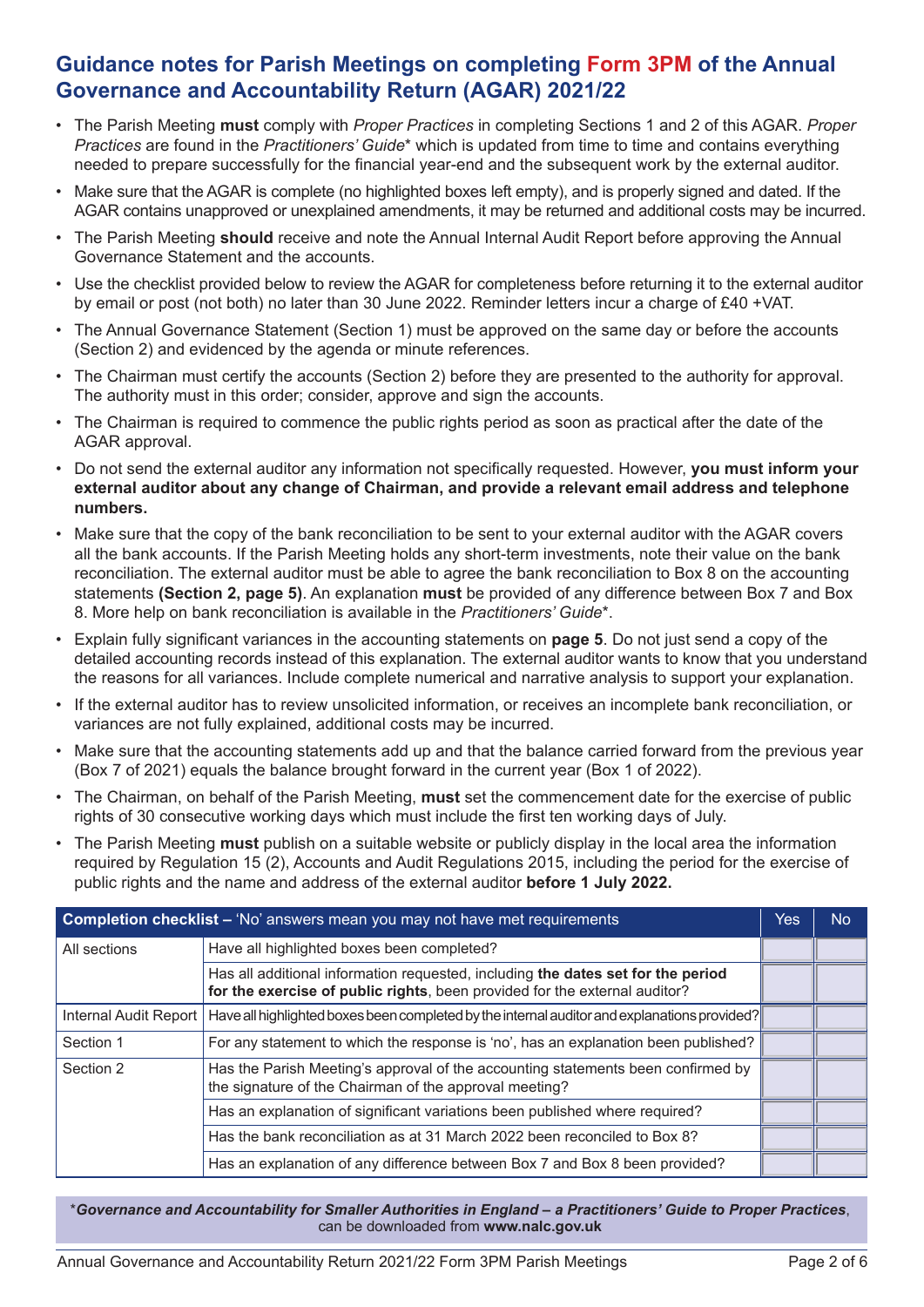# Guidance notes for Parish Meetings on completing Form 3PM of the Annual Governance and Accountability Return (AGAR) 2021/22

- The Parish Meeting **must** comply with *Proper Practices* in completing Sections 1 and 2 of this AGAR. *Proper Practices* are found in the *Practitioners' Guide*\* which is updated from time to time and contains everything needed to prepare successfully for the financial year-end and the subsequent work by the external auditor.
- Make sure that the AGAR is complete (no highlighted boxes left empty), and is properly signed and dated. If the AGAR contains unapproved or unexplained amendments, it may be returned and additional costs may be incurred.
- The Parish Meeting **should** receive and note the Annual Internal Audit Report before approving the Annual Governance Statement and the accounts.
- Use the checklist provided below to review the AGAR for completeness before returning it to the external auditor by email or post (not both) no later than 30 June 2022. Reminder letters incur a charge of £40 +VAT.
- The Annual Governance Statement (Section 1) must be approved on the same day or before the accounts (Section 2) and evidenced by the agenda or minute references.
- The Chairman must certify the accounts (Section 2) before they are presented to the authority for approval. The authority must in this order; consider, approve and sign the accounts.
- The Chairman is required to commence the public rights period as soon as practical after the date of the AGAR approval.
- Do not send the external auditor any information not specifically requested. However, **you must inform your external auditor about any change of Chairman, and provide a relevant email address and telephone numbers.**
- Make sure that the copy of the bank reconciliation to be sent to your external auditor with the AGAR covers all the bank accounts. If the Parish Meeting holds any short-term investments, note their value on the bank reconciliation. The external auditor must be able to agree the bank reconciliation to Box 8 on the accounting statements **(Section 2, page 5)**. An explanation **must** be provided of any difference between Box 7 and Box 8. More help on bank reconciliation is available in the *Practitioners' Guide*\*.
- Explain fully significant variances in the accounting statements on **page 5**. Do not just send a copy of the detailed accounting records instead of this explanation. The external auditor wants to know that you understand the reasons for all variances. Include complete numerical and narrative analysis to support your explanation.
- If the external auditor has to review unsolicited information, or receives an incomplete bank reconciliation, or variances are not fully explained, additional costs may be incurred.
- Make sure that the accounting statements add up and that the balance carried forward from the previous year (Box 7 of 2021) equals the balance brought forward in the current year (Box 1 of 2022).
- The Chairman, on behalf of the Parish Meeting, **must** set the commencement date for the exercise of public rights of 30 consecutive working days which must include the first ten working days of July.
- The Parish Meeting **must** publish on a suitable website or publicly display in the local area the information required by Regulation 15 (2), Accounts and Audit Regulations 2015, including the period for the exercise of public rights and the name and address of the external auditor **before 1 July 2022.**

| **Completion checklist** – 'No' answers mean you may not have met requirements | | Yes | No |
|---|---|---|---|
| All sections | Have all highlighted boxes been completed? | | |
| | Has all additional information requested, including **the dates set for the period for the exercise of public rights**, been provided for the external auditor? | | |
| Internal Audit Report | Have all highlighted boxes been completed by the internal auditor and explanations provided? | | |
| Section 1 | For any statement to which the response is 'no', has an explanation been published? | | |
| Section 2 | Has the Parish Meeting's approval of the accounting statements been confirmed by the signature of the Chairman of the approval meeting? | | |
| | Has an explanation of significant variations been published where required? | | |
| | Has the bank reconciliation as at 31 March 2022 been reconciled to Box 8? | | |
| | Has an explanation of any difference between Box 7 and Box 8 been provided? | | |

\****Governance and Accountability for Smaller Authorities in England – a Practitioners' Guide to Proper Practices***, can be downloaded from **www.nalc.gov.uk**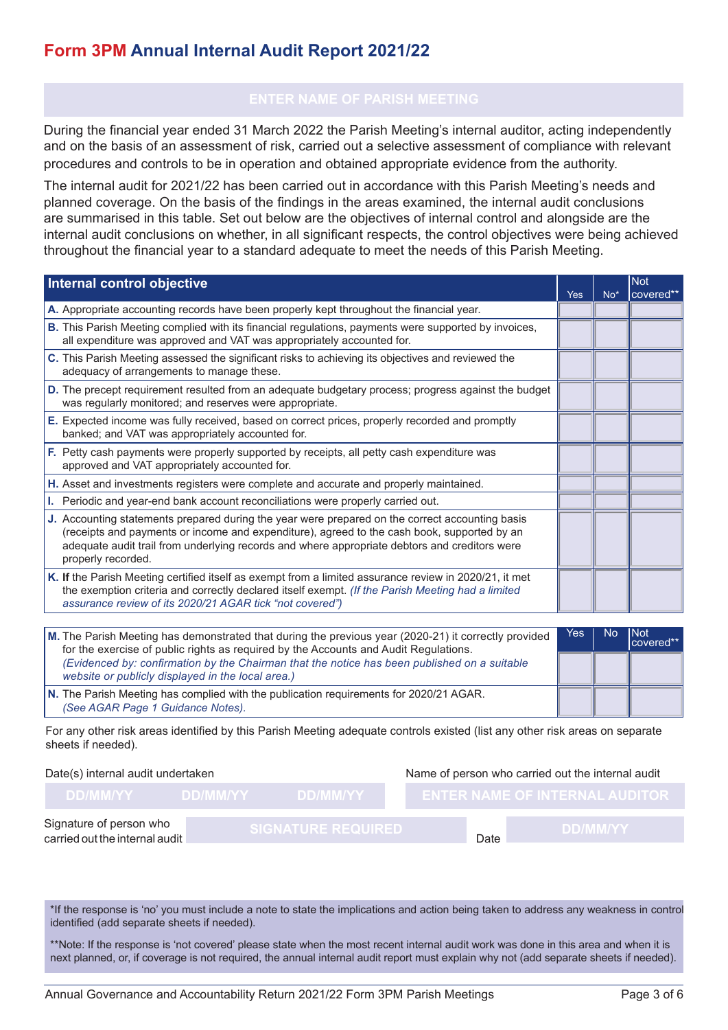# Form 3PM Annual Internal Audit Report 2021/22

ENTER NAME OF PARISH MEETING

During the financial year ended 31 March 2022 the Parish Meeting's internal auditor, acting independently and on the basis of an assessment of risk, carried out a selective assessment of compliance with relevant procedures and controls to be in operation and obtained appropriate evidence from the authority.

The internal audit for 2021/22 has been carried out in accordance with this Parish Meeting's needs and planned coverage. On the basis of the findings in the areas examined, the internal audit conclusions are summarised in this table. Set out below are the objectives of internal control and alongside are the internal audit conclusions on whether, in all significant respects, the control objectives were being achieved throughout the financial year to a standard adequate to meet the needs of this Parish Meeting.

| Internal control objective | Yes | No* | Not covered** |
|---|---|---|---|
| **A.** Appropriate accounting records have been properly kept throughout the financial year. | | | |
| **B.** This Parish Meeting complied with its financial regulations, payments were supported by invoices, all expenditure was approved and VAT was appropriately accounted for. | | | |
| **C.** This Parish Meeting assessed the significant risks to achieving its objectives and reviewed the adequacy of arrangements to manage these. | | | |
| **D.** The precept requirement resulted from an adequate budgetary process; progress against the budget was regularly monitored; and reserves were appropriate. | | | |
| **E.** Expected income was fully received, based on correct prices, properly recorded and promptly banked; and VAT was appropriately accounted for. | | | |
| **F.** Petty cash payments were properly supported by receipts, all petty cash expenditure was approved and VAT appropriately accounted for. | | | |
| **H.** Asset and investments registers were complete and accurate and properly maintained. | | | |
| **I.** Periodic and year-end bank account reconciliations were properly carried out. | | | |
| **J.** Accounting statements prepared during the year were prepared on the correct accounting basis (receipts and payments or income and expenditure), agreed to the cash book, supported by an adequate audit trail from underlying records and where appropriate debtors and creditors were properly recorded. | | | |
| **K.** If the Parish Meeting certified itself as exempt from a limited assurance review in 2020/21, it met the exemption criteria and correctly declared itself exempt. *(If the Parish Meeting had a limited assurance review of its 2020/21 AGAR tick "not covered")* | | | |

| | Yes | No | Not covered** |
|---|---|---|---|
| **M.** The Parish Meeting has demonstrated that during the previous year (2020-21) it correctly provided for the exercise of public rights as required by the Accounts and Audit Regulations. *(Evidenced by: confirmation by the Chairman that the notice has been published on a suitable website or publicly displayed in the local area.)* | | | |
| **N.** The Parish Meeting has complied with the publication requirements for 2020/21 AGAR. *(See AGAR Page 1 Guidance Notes).* | | | |

For any other risk areas identified by this Parish Meeting adequate controls existed (list any other risk areas on separate sheets if needed).

Date(s) internal audit undertaken: DD/MM/YY DD/MM/YY DD/MM/YY

Name of person who carried out the internal audit: ENTER NAME OF INTERNAL AUDITOR

Signature of person who carried out the internal audit: SIGNATURE REQUIRED

Date: DD/MM/YY

*If the response is 'no' you must include a note to state the implications and action being taken to address any weakness in control identified (add separate sheets if needed).

**Note: If the response is 'not covered' please state when the most recent internal audit work was done in this area and when it is next planned, or, if coverage is not required, the annual internal audit report must explain why not (add separate sheets if needed).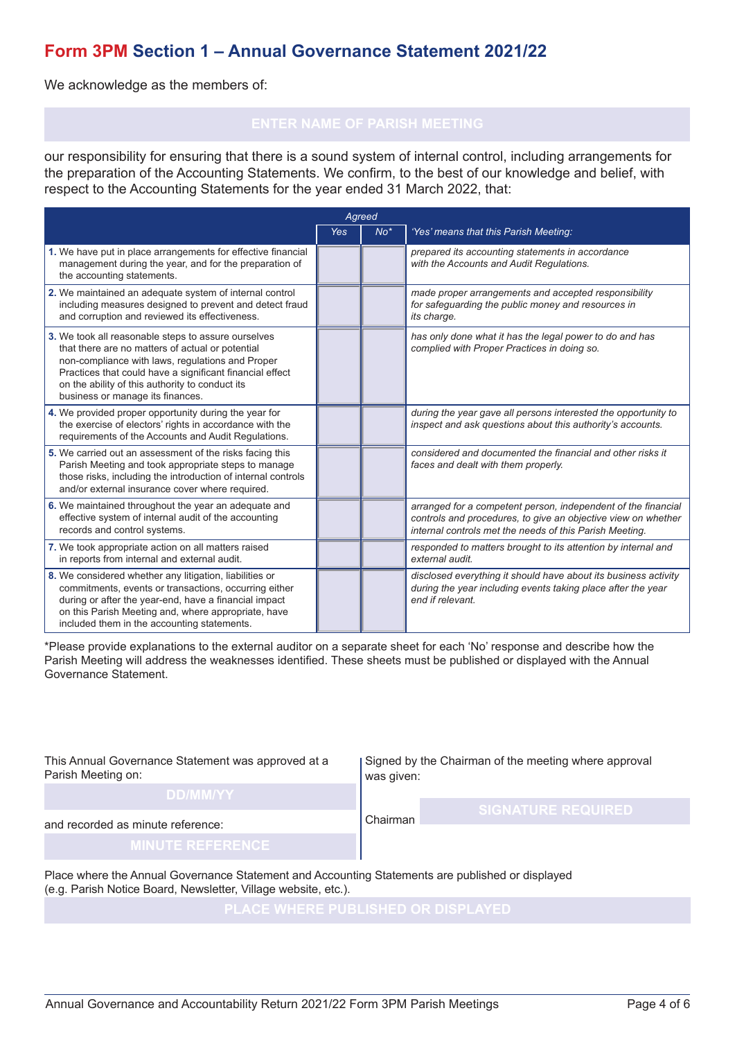# Form 3PM Section 1 – Annual Governance Statement 2021/22

We acknowledge as the members of:

ENTER NAME OF PARISH MEETING

our responsibility for ensuring that there is a sound system of internal control, including arrangements for the preparation of the Accounting Statements. We confirm, to the best of our knowledge and belief, with respect to the Accounting Statements for the year ended 31 March 2022, that:

| | *Agreed* | | |
|---|---|---|---|
| | *Yes* | *No** | *'Yes' means that this Parish Meeting:* |
| **1.** We have put in place arrangements for effective financial management during the year, and for the preparation of the accounting statements. | | | *prepared its accounting statements in accordance with the Accounts and Audit Regulations.* |
| **2.** We maintained an adequate system of internal control including measures designed to prevent and detect fraud and corruption and reviewed its effectiveness. | | | *made proper arrangements and accepted responsibility for safeguarding the public money and resources in its charge.* |
| **3.** We took all reasonable steps to assure ourselves that there are no matters of actual or potential non-compliance with laws, regulations and Proper Practices that could have a significant financial effect on the ability of this authority to conduct its business or manage its finances. | | | *has only done what it has the legal power to do and has complied with Proper Practices in doing so.* |
| **4.** We provided proper opportunity during the year for the exercise of electors' rights in accordance with the requirements of the Accounts and Audit Regulations. | | | *during the year gave all persons interested the opportunity to inspect and ask questions about this authority's accounts.* |
| **5.** We carried out an assessment of the risks facing this Parish Meeting and took appropriate steps to manage those risks, including the introduction of internal controls and/or external insurance cover where required. | | | *considered and documented the financial and other risks it faces and dealt with them properly.* |
| **6.** We maintained throughout the year an adequate and effective system of internal audit of the accounting records and control systems. | | | *arranged for a competent person, independent of the financial controls and procedures, to give an objective view on whether internal controls met the needs of this Parish Meeting.* |
| **7.** We took appropriate action on all matters raised in reports from internal and external audit. | | | *responded to matters brought to its attention by internal and external audit.* |
| **8.** We considered whether any litigation, liabilities or commitments, events or transactions, occurring either during or after the year-end, have a financial impact on this Parish Meeting and, where appropriate, have included them in the accounting statements. | | | *disclosed everything it should have about its business activity during the year including events taking place after the year end if relevant.* |

*Please provide explanations to the external auditor on a separate sheet for each 'No' response and describe how the Parish Meeting will address the weaknesses identified. These sheets must be published or displayed with the Annual Governance Statement.

This Annual Governance Statement was approved at a Parish Meeting on:

DD/MM/YY

and recorded as minute reference:

MINUTE REFERENCE

Signed by the Chairman of the meeting where approval was given:

Chairman SIGNATURE REQUIRED

Place where the Annual Governance Statement and Accounting Statements are published or displayed (e.g. Parish Notice Board, Newsletter, Village website, etc.).

PLACE WHERE PUBLISHED OR DISPLAYED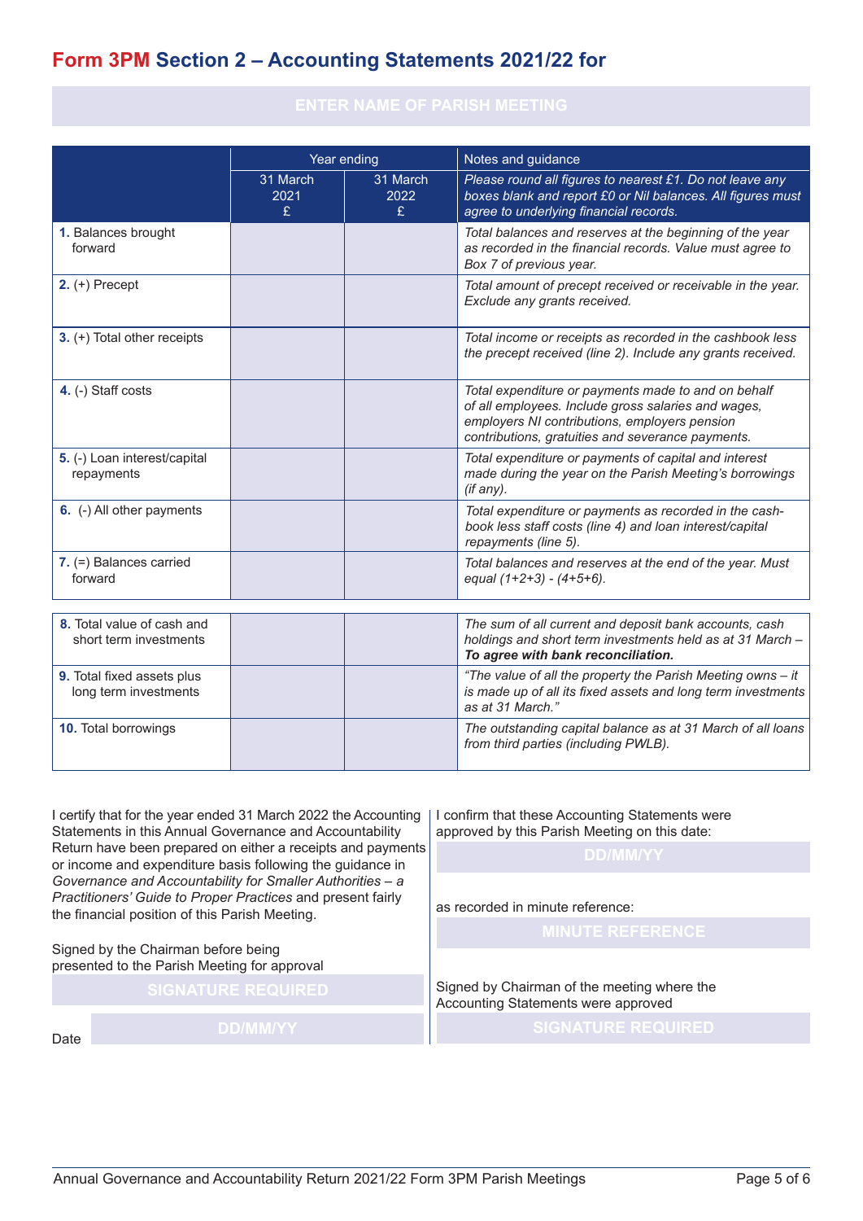# Form 3PM Section 2 – Accounting Statements 2021/22 for

ENTER NAME OF PARISH MEETING

| | Year ending | | Notes and guidance |
|---|---|---|---|
| | 31 March 2021 £ | 31 March 2022 £ | *Please round all figures to nearest £1. Do not leave any boxes blank and report £0 or Nil balances. All figures must agree to underlying financial records.* |
| **1.** Balances brought forward | | | *Total balances and reserves at the beginning of the year as recorded in the financial records. Value must agree to Box 7 of previous year.* |
| **2.** (+) Precept | | | *Total amount of precept received or receivable in the year. Exclude any grants received.* |
| **3.** (+) Total other receipts | | | *Total income or receipts as recorded in the cashbook less the precept received (line 2). Include any grants received.* |
| **4.** (-) Staff costs | | | *Total expenditure or payments made to and on behalf of all employees. Include gross salaries and wages, employers NI contributions, employers pension contributions, gratuities and severance payments.* |
| **5.** (-) Loan interest/capital repayments | | | *Total expenditure or payments of capital and interest made during the year on the Parish Meeting's borrowings (if any).* |
| **6.** (-) All other payments | | | *Total expenditure or payments as recorded in the cash-book less staff costs (line 4) and loan interest/capital repayments (line 5).* |
| **7.** (=) Balances carried forward | | | *Total balances and reserves at the end of the year. Must equal (1+2+3) - (4+5+6).* |
| **8.** Total value of cash and short term investments | | | *The sum of all current and deposit bank accounts, cash holdings and short term investments held as at 31 March –* ***To agree with bank reconciliation.*** |
| **9.** Total fixed assets plus long term investments | | | *"The value of all the property the Parish Meeting owns – it is made up of all its fixed assets and long term investments as at 31 March."* |
| **10.** Total borrowings | | | *The outstanding capital balance as at 31 March of all loans from third parties (including PWLB).* |

I certify that for the year ended 31 March 2022 the Accounting Statements in this Annual Governance and Accountability Return have been prepared on either a receipts and payments or income and expenditure basis following the guidance in *Governance and Accountability for Smaller Authorities – a Practitioners' Guide to Proper Practices* and present fairly the financial position of this Parish Meeting.

Signed by the Chairman before being presented to the Parish Meeting for approval

SIGNATURE REQUIRED

Date DD/MM/YY

I confirm that these Accounting Statements were approved by this Parish Meeting on this date:

DD/MM/YY

as recorded in minute reference:

MINUTE REFERENCE

Signed by Chairman of the meeting where the Accounting Statements were approved

SIGNATURE REQUIRED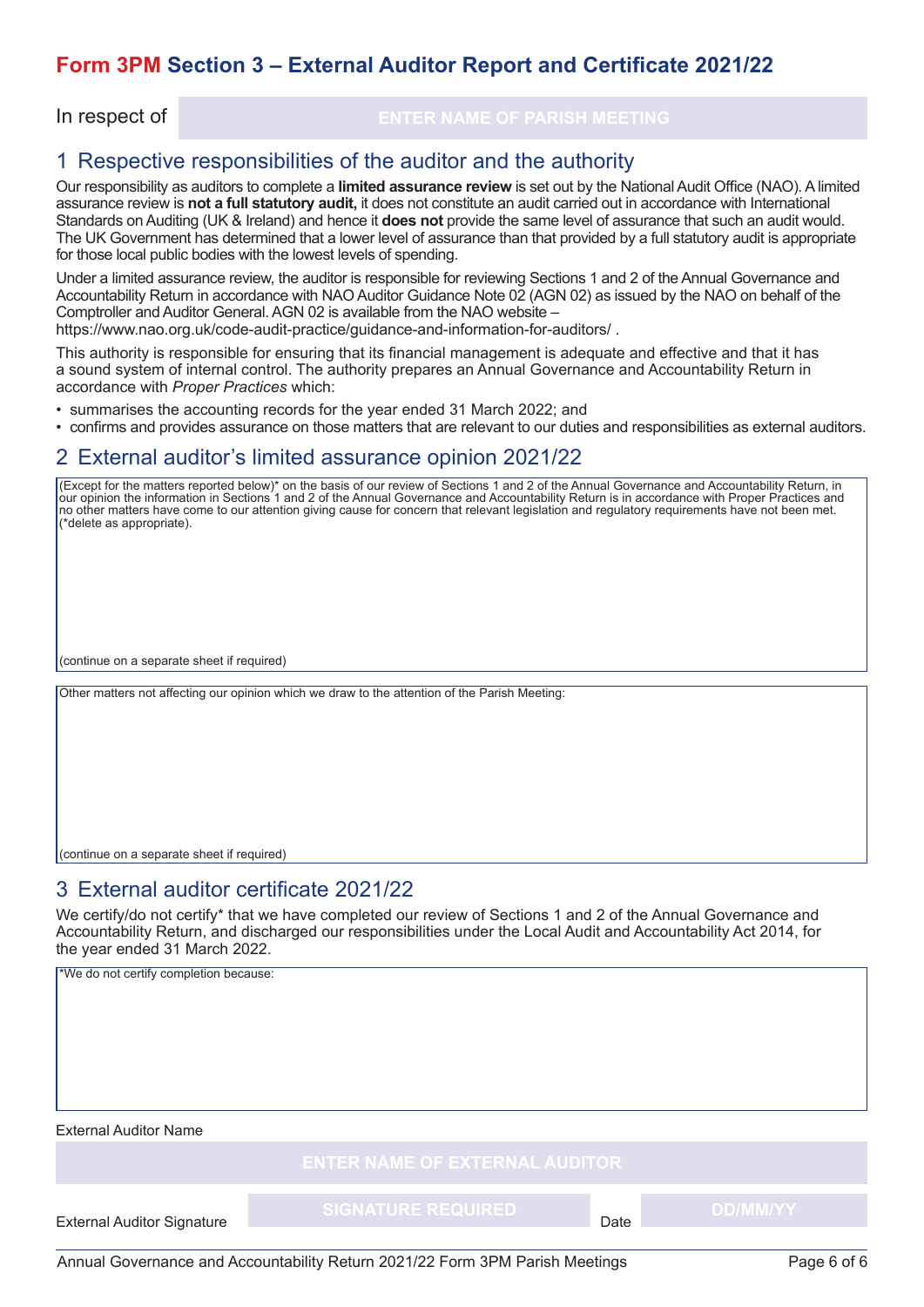# Form 3PM Section 3 – External Auditor Report and Certificate 2021/22

In respect of ENTER NAME OF PARISH MEETING

## 1 Respective responsibilities of the auditor and the authority

Our responsibility as auditors to complete a **limited assurance review** is set out by the National Audit Office (NAO). A limited assurance review is **not a full statutory audit,** it does not constitute an audit carried out in accordance with International Standards on Auditing (UK & Ireland) and hence it **does not** provide the same level of assurance that such an audit would. The UK Government has determined that a lower level of assurance than that provided by a full statutory audit is appropriate for those local public bodies with the lowest levels of spending.

Under a limited assurance review, the auditor is responsible for reviewing Sections 1 and 2 of the Annual Governance and Accountability Return in accordance with NAO Auditor Guidance Note 02 (AGN 02) as issued by the NAO on behalf of the Comptroller and Auditor General. AGN 02 is available from the NAO website – https://www.nao.org.uk/code-audit-practice/guidance-and-information-for-auditors/ .

This authority is responsible for ensuring that its financial management is adequate and effective and that it has a sound system of internal control. The authority prepares an Annual Governance and Accountability Return in accordance with *Proper Practices* which:

- summarises the accounting records for the year ended 31 March 2022; and
- confirms and provides assurance on those matters that are relevant to our duties and responsibilities as external auditors.

## 2 External auditor's limited assurance opinion 2021/22

(Except for the matters reported below)* on the basis of our review of Sections 1 and 2 of the Annual Governance and Accountability Return, in our opinion the information in Sections 1 and 2 of the Annual Governance and Accountability Return is in accordance with Proper Practices and no other matters have come to our attention giving cause for concern that relevant legislation and regulatory requirements have not been met. (*delete as appropriate).

(continue on a separate sheet if required)

Other matters not affecting our opinion which we draw to the attention of the Parish Meeting:

(continue on a separate sheet if required)

## 3 External auditor certificate 2021/22

We certify/do not certify* that we have completed our review of Sections 1 and 2 of the Annual Governance and Accountability Return, and discharged our responsibilities under the Local Audit and Accountability Act 2014, for the year ended 31 March 2022.

*We do not certify completion because:

External Auditor Name

ENTER NAME OF EXTERNAL AUDITOR

External Auditor Signature SIGNATURE REQUIRED Date DD/MM/YY